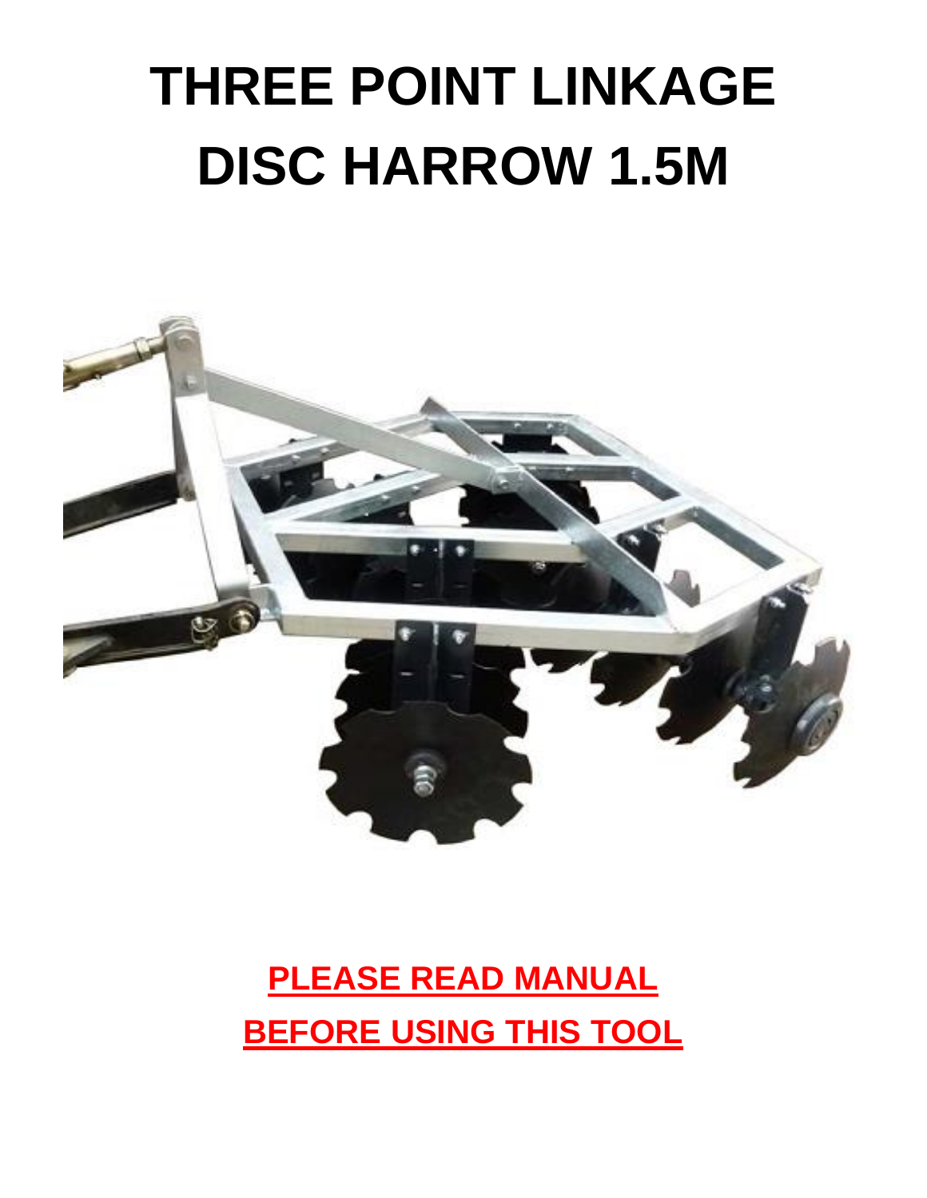# THREE POINT LINKAGE DISC HARROW 1.5M

**PLEASE READ MANUAL BEFORE USING THIS TOOL**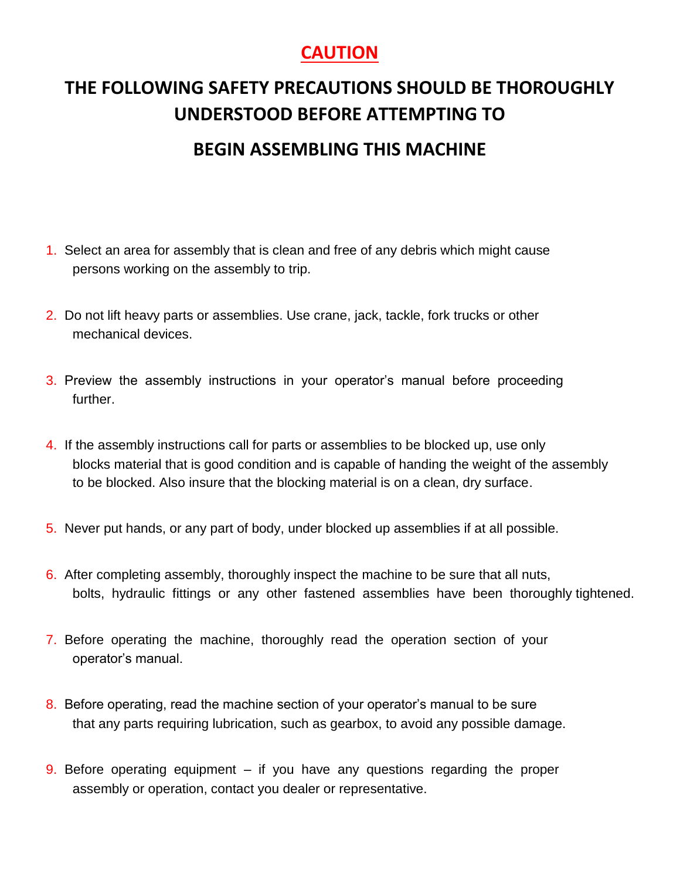# CAUTION

## THE FOLLOWING SAFETY PRECAUTIONS SHOULD BE THOROUGHLY UNDERSTOOD BEFORE ATTEMPTING TO BEGIN ASSEMBLING THIS MACHINE

1. Select an area for assembly that is clean and free of any debris which might cause persons working on the assembly to trip.

2. Do not lift heavy parts or assemblies. Use crane, jack, tackle, fork trucks or other mechanical devices.

3. Preview the assembly instructions in your operator's manual before proceeding further.

4. If the assembly instructions call for parts or assemblies to be blocked up, use only blocks material that is good condition and is capable of handing the weight of the assembly to be blocked. Also insure that the blocking material is on a clean, dry surface.

5. Never put hands, or any part of body, under blocked up assemblies if at all possible.

6. After completing assembly, thoroughly inspect the machine to be sure that all nuts, bolts, hydraulic fittings or any other fastened assemblies have been thoroughly tightened.

7. Before operating the machine, thoroughly read the operation section of your operator's manual.

8. Before operating, read the machine section of your operator's manual to be sure that any parts requiring lubrication, such as gearbox, to avoid any possible damage.

9. Before operating equipment – if you have any questions regarding the proper assembly or operation, contact you dealer or representative.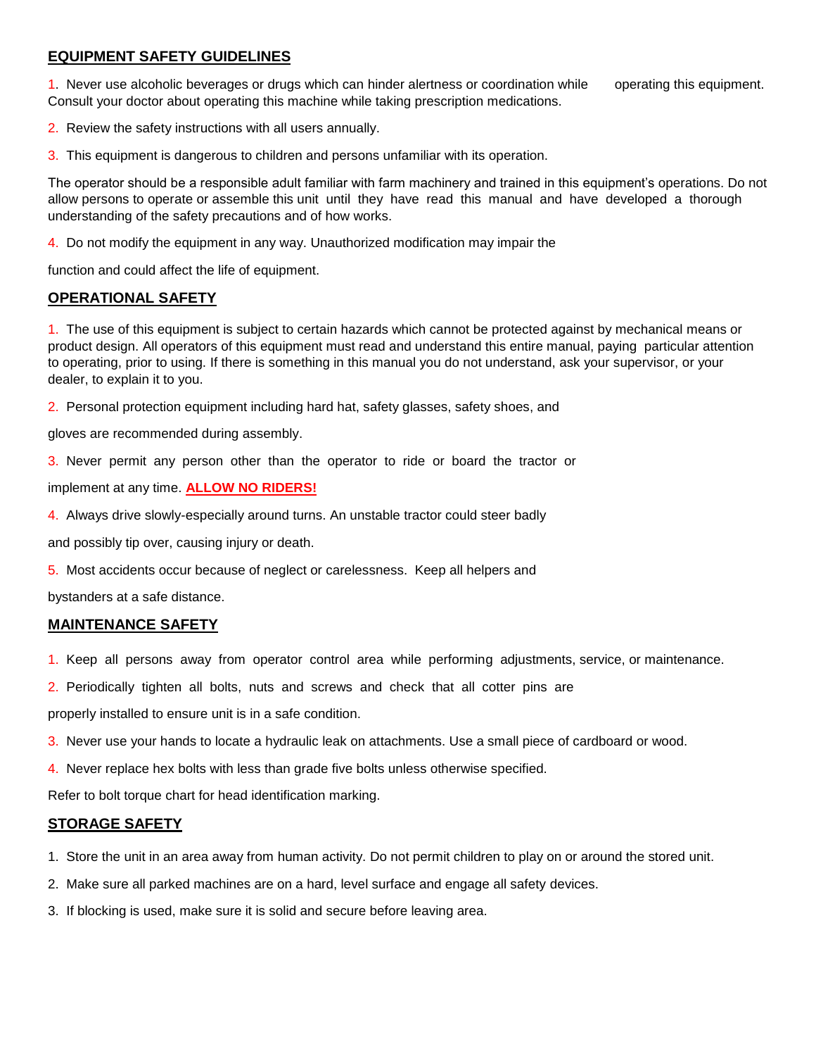## EQUIPMENT SAFETY GUIDELINES

1. Never use alcoholic beverages or drugs which can hinder alertness or coordination while operating this equipment. Consult your doctor about operating this machine while taking prescription medications.

2. Review the safety instructions with all users annually.

3. This equipment is dangerous to children and persons unfamiliar with its operation.

The operator should be a responsible adult familiar with farm machinery and trained in this equipment's operations. Do not allow persons to operate or assemble this unit until they have read this manual and have developed a thorough understanding of the safety precautions and of how works.

4. Do not modify the equipment in any way. Unauthorized modification may impair the function and could affect the life of equipment.

## OPERATIONAL SAFETY

1. The use of this equipment is subject to certain hazards which cannot be protected against by mechanical means or product design. All operators of this equipment must read and understand this entire manual, paying particular attention to operating, prior to using. If there is something in this manual you do not understand, ask your supervisor, or your dealer, to explain it to you.

2. Personal protection equipment including hard hat, safety glasses, safety shoes, and gloves are recommended during assembly.

3. Never permit any person other than the operator to ride or board the tractor or implement at any time. **ALLOW NO RIDERS!**

4. Always drive slowly-especially around turns. An unstable tractor could steer badly and possibly tip over, causing injury or death.

5. Most accidents occur because of neglect or carelessness. Keep all helpers and bystanders at a safe distance.

## MAINTENANCE SAFETY

1. Keep all persons away from operator control area while performing adjustments, service, or maintenance.

2. Periodically tighten all bolts, nuts and screws and check that all cotter pins are properly installed to ensure unit is in a safe condition.

3. Never use your hands to locate a hydraulic leak on attachments. Use a small piece of cardboard or wood.

4. Never replace hex bolts with less than grade five bolts unless otherwise specified.

Refer to bolt torque chart for head identification marking.

## STORAGE SAFETY

1. Store the unit in an area away from human activity. Do not permit children to play on or around the stored unit.
2. Make sure all parked machines are on a hard, level surface and engage all safety devices.
3. If blocking is used, make sure it is solid and secure before leaving area.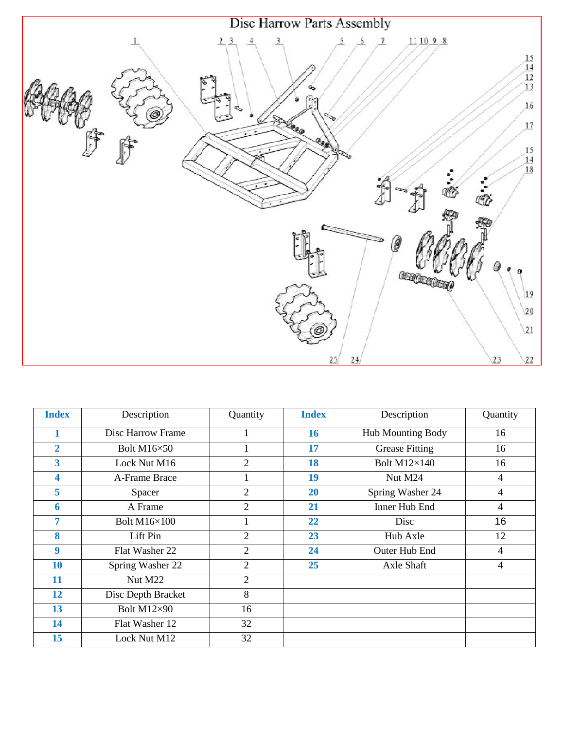# Disc Harrow Parts Assembly

| Index | Description | Quantity | Index | Description | Quantity |
|---|---|---|---|---|---|
| **1** | Disc Harrow Frame | 1 | **16** | Hub Mounting Body | 16 |
| **2** | Bolt M16×50 | 1 | **17** | Grease Fitting | 16 |
| **3** | Lock Nut M16 | 2 | **18** | Bolt M12×140 | 16 |
| **4** | A-Frame Brace | 1 | **19** | Nut M24 | 4 |
| **5** | Spacer | 2 | **20** | Spring Washer 24 | 4 |
| **6** | A Frame | 2 | **21** | Inner Hub End | 4 |
| **7** | Bolt M16×100 | 1 | **22** | Disc | 16 |
| **8** | Lift Pin | 2 | **23** | Hub Axle | 12 |
| **9** | Flat Washer 22 | 2 | **24** | Outer Hub End | 4 |
| **10** | Spring Washer 22 | 2 | **25** | Axle Shaft | 4 |
| **11** | Nut M22 | 2 | | | |
| **12** | Disc Depth Bracket | 8 | | | |
| **13** | Bolt M12×90 | 16 | | | |
| **14** | Flat Washer 12 | 32 | | | |
| **15** | Lock Nut M12 | 32 | | | |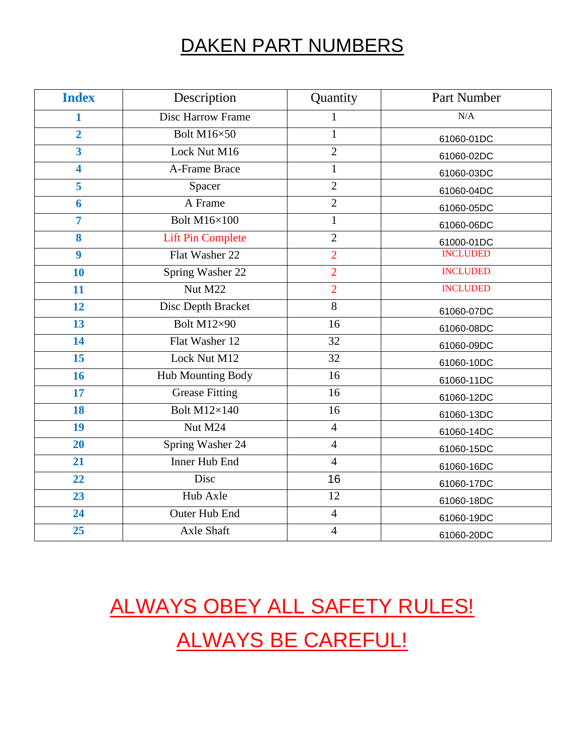# DAKEN PART NUMBERS

| Index | Description | Quantity | Part Number |
|---|---|---|---|
| 1 | Disc Harrow Frame | 1 | N/A |
| 2 | Bolt M16×50 | 1 | 61060-01DC |
| 3 | Lock Nut M16 | 2 | 61060-02DC |
| 4 | A-Frame Brace | 1 | 61060-03DC |
| 5 | Spacer | 2 | 61060-04DC |
| 6 | A Frame | 2 | 61060-05DC |
| 7 | Bolt M16×100 | 1 | 61060-06DC |
| 8 | Lift Pin Complete | 2 | 61000-01DC |
| 9 | Flat Washer 22 | 2 | INCLUDED |
| 10 | Spring Washer 22 | 2 | INCLUDED |
| 11 | Nut M22 | 2 | INCLUDED |
| 12 | Disc Depth Bracket | 8 | 61060-07DC |
| 13 | Bolt M12×90 | 16 | 61060-08DC |
| 14 | Flat Washer 12 | 32 | 61060-09DC |
| 15 | Lock Nut M12 | 32 | 61060-10DC |
| 16 | Hub Mounting Body | 16 | 61060-11DC |
| 17 | Grease Fitting | 16 | 61060-12DC |
| 18 | Bolt M12×140 | 16 | 61060-13DC |
| 19 | Nut M24 | 4 | 61060-14DC |
| 20 | Spring Washer 24 | 4 | 61060-15DC |
| 21 | Inner Hub End | 4 | 61060-16DC |
| 22 | Disc | 16 | 61060-17DC |
| 23 | Hub Axle | 12 | 61060-18DC |
| 24 | Outer Hub End | 4 | 61060-19DC |
| 25 | Axle Shaft | 4 | 61060-20DC |

ALWAYS OBEY ALL SAFETY RULES!

ALWAYS BE CAREFUL!